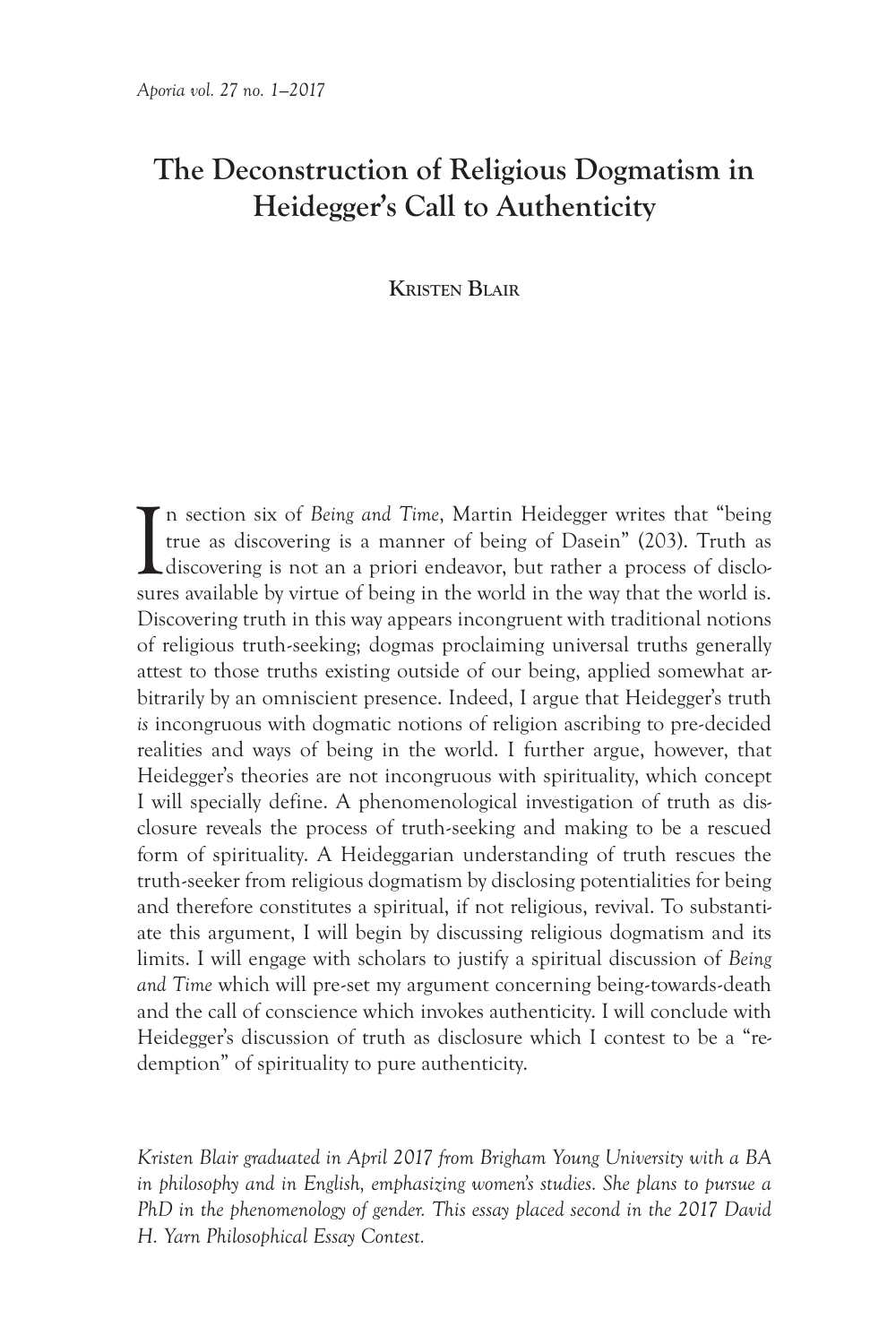# The Deconstruction of Religious Dogmatism in Heidegger's Call to Authenticity

**Kristen Blair**

In section six of *Being and Time*, Martin Heidegger writes that "being true as discovering is a manner of being of Dasein" (203). Truth as discovering is not an a priori endeavor, but rather a process of disclosures available by virtue of being in the world in the way that the world is. Discovering truth in this way appears incongruent with traditional notions of religious truth-seeking; dogmas proclaiming universal truths generally attest to those truths existing outside of our being, applied somewhat arbitrarily by an omniscient presence. Indeed, I argue that Heidegger's truth *is* incongruous with dogmatic notions of religion ascribing to pre-decided realities and ways of being in the world. I further argue, however, that Heidegger's theories are not incongruous with spirituality, which concept I will specially define. A phenomenological investigation of truth as disclosure reveals the process of truth-seeking and making to be a rescued form of spirituality. A Heideggarian understanding of truth rescues the truth-seeker from religious dogmatism by disclosing potentialities for being and therefore constitutes a spiritual, if not religious, revival. To substantiate this argument, I will begin by discussing religious dogmatism and its limits. I will engage with scholars to justify a spiritual discussion of *Being and Time* which will pre-set my argument concerning being-towards-death and the call of conscience which invokes authenticity. I will conclude with Heidegger's discussion of truth as disclosure which I contest to be a "redemption" of spirituality to pure authenticity.

*Kristen Blair graduated in April 2017 from Brigham Young University with a BA in philosophy and in English, emphasizing women's studies. She plans to pursue a PhD in the phenomenology of gender. This essay placed second in the 2017 David H. Yarn Philosophical Essay Contest.*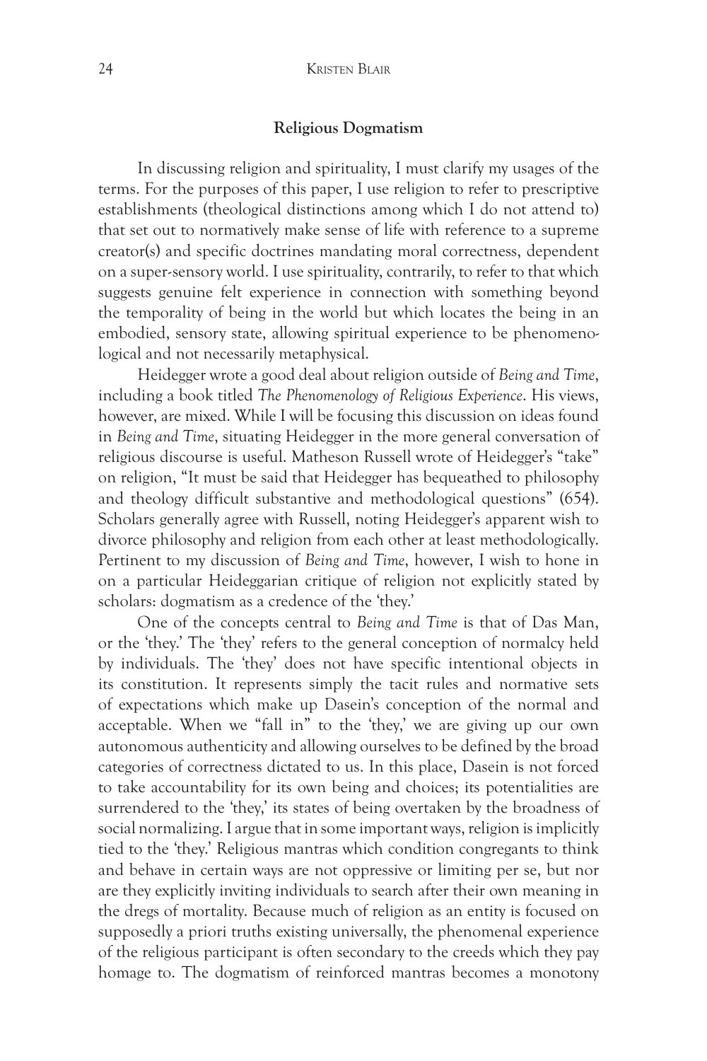## Religious Dogmatism

In discussing religion and spirituality, I must clarify my usages of the terms. For the purposes of this paper, I use religion to refer to prescriptive establishments (theological distinctions among which I do not attend to) that set out to normatively make sense of life with reference to a supreme creator(s) and specific doctrines mandating moral correctness, dependent on a super-sensory world. I use spirituality, contrarily, to refer to that which suggests genuine felt experience in connection with something beyond the temporality of being in the world but which locates the being in an embodied, sensory state, allowing spiritual experience to be phenomenological and not necessarily metaphysical.

Heidegger wrote a good deal about religion outside of *Being and Time*, including a book titled *The Phenomenology of Religious Experience*. His views, however, are mixed. While I will be focusing this discussion on ideas found in *Being and Time*, situating Heidegger in the more general conversation of religious discourse is useful. Matheson Russell wrote of Heidegger's "take" on religion, "It must be said that Heidegger has bequeathed to philosophy and theology difficult substantive and methodological questions" (654). Scholars generally agree with Russell, noting Heidegger's apparent wish to divorce philosophy and religion from each other at least methodologically. Pertinent to my discussion of *Being and Time*, however, I wish to hone in on a particular Heideggarian critique of religion not explicitly stated by scholars: dogmatism as a credence of the 'they.'

One of the concepts central to *Being and Time* is that of Das Man, or the 'they.' The 'they' refers to the general conception of normalcy held by individuals. The 'they' does not have specific intentional objects in its constitution. It represents simply the tacit rules and normative sets of expectations which make up Dasein's conception of the normal and acceptable. When we "fall in" to the 'they,' we are giving up our own autonomous authenticity and allowing ourselves to be defined by the broad categories of correctness dictated to us. In this place, Dasein is not forced to take accountability for its own being and choices; its potentialities are surrendered to the 'they,' its states of being overtaken by the broadness of social normalizing. I argue that in some important ways, religion is implicitly tied to the 'they.' Religious mantras which condition congregants to think and behave in certain ways are not oppressive or limiting per se, but nor are they explicitly inviting individuals to search after their own meaning in the dregs of mortality. Because much of religion as an entity is focused on supposedly a priori truths existing universally, the phenomenal experience of the religious participant is often secondary to the creeds which they pay homage to. The dogmatism of reinforced mantras becomes a monotony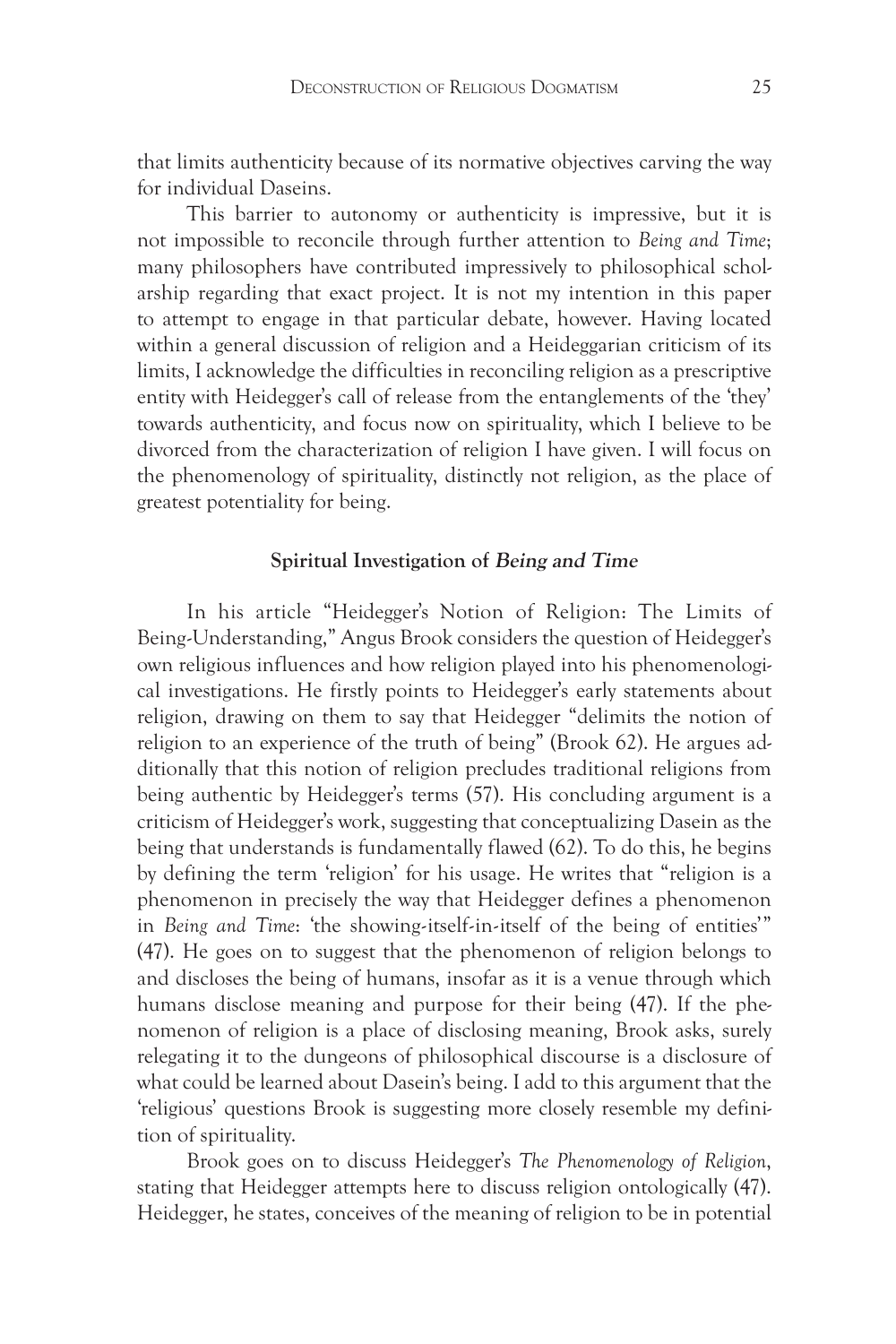that limits authenticity because of its normative objectives carving the way for individual Daseins.

This barrier to autonomy or authenticity is impressive, but it is not impossible to reconcile through further attention to *Being and Time*; many philosophers have contributed impressively to philosophical scholarship regarding that exact project. It is not my intention in this paper to attempt to engage in that particular debate, however. Having located within a general discussion of religion and a Heideggarian criticism of its limits, I acknowledge the difficulties in reconciling religion as a prescriptive entity with Heidegger's call of release from the entanglements of the 'they' towards authenticity, and focus now on spirituality, which I believe to be divorced from the characterization of religion I have given. I will focus on the phenomenology of spirituality, distinctly not religion, as the place of greatest potentiality for being.

## Spiritual Investigation of *Being and Time*

In his article "Heidegger's Notion of Religion: The Limits of Being-Understanding," Angus Brook considers the question of Heidegger's own religious influences and how religion played into his phenomenological investigations. He firstly points to Heidegger's early statements about religion, drawing on them to say that Heidegger "delimits the notion of religion to an experience of the truth of being" (Brook 62). He argues additionally that this notion of religion precludes traditional religions from being authentic by Heidegger's terms (57). His concluding argument is a criticism of Heidegger's work, suggesting that conceptualizing Dasein as the being that understands is fundamentally flawed (62). To do this, he begins by defining the term 'religion' for his usage. He writes that "religion is a phenomenon in precisely the way that Heidegger defines a phenomenon in *Being and Time*: 'the showing-itself-in-itself of the being of entities'" (47). He goes on to suggest that the phenomenon of religion belongs to and discloses the being of humans, insofar as it is a venue through which humans disclose meaning and purpose for their being (47). If the phenomenon of religion is a place of disclosing meaning, Brook asks, surely relegating it to the dungeons of philosophical discourse is a disclosure of what could be learned about Dasein's being. I add to this argument that the 'religious' questions Brook is suggesting more closely resemble my definition of spirituality.

Brook goes on to discuss Heidegger's *The Phenomenology of Religion*, stating that Heidegger attempts here to discuss religion ontologically (47). Heidegger, he states, conceives of the meaning of religion to be in potential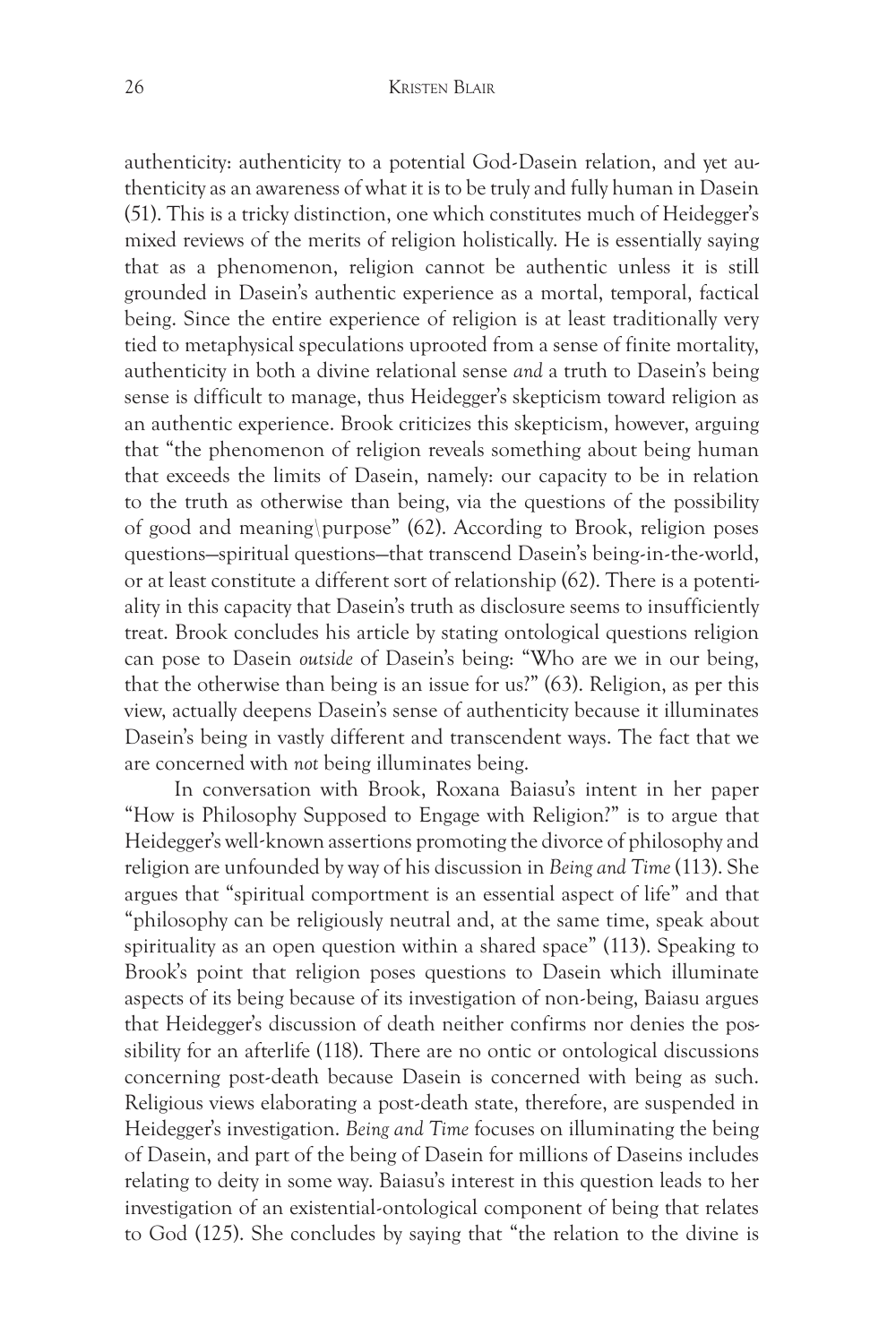authenticity: authenticity to a potential God-Dasein relation, and yet authenticity as an awareness of what it is to be truly and fully human in Dasein (51). This is a tricky distinction, one which constitutes much of Heidegger's mixed reviews of the merits of religion holistically. He is essentially saying that as a phenomenon, religion cannot be authentic unless it is still grounded in Dasein's authentic experience as a mortal, temporal, factical being. Since the entire experience of religion is at least traditionally very tied to metaphysical speculations uprooted from a sense of finite mortality, authenticity in both a divine relational sense *and* a truth to Dasein's being sense is difficult to manage, thus Heidegger's skepticism toward religion as an authentic experience. Brook criticizes this skepticism, however, arguing that "the phenomenon of religion reveals something about being human that exceeds the limits of Dasein, namely: our capacity to be in relation to the truth as otherwise than being, via the questions of the possibility of good and meaning\purpose" (62). According to Brook, religion poses questions—spiritual questions—that transcend Dasein's being-in-the-world, or at least constitute a different sort of relationship (62). There is a potentiality in this capacity that Dasein's truth as disclosure seems to insufficiently treat. Brook concludes his article by stating ontological questions religion can pose to Dasein *outside* of Dasein's being: "Who are we in our being, that the otherwise than being is an issue for us?" (63). Religion, as per this view, actually deepens Dasein's sense of authenticity because it illuminates Dasein's being in vastly different and transcendent ways. The fact that we are concerned with *not* being illuminates being.

In conversation with Brook, Roxana Baiasu's intent in her paper "How is Philosophy Supposed to Engage with Religion?" is to argue that Heidegger's well-known assertions promoting the divorce of philosophy and religion are unfounded by way of his discussion in *Being and Time* (113). She argues that "spiritual comportment is an essential aspect of life" and that "philosophy can be religiously neutral and, at the same time, speak about spirituality as an open question within a shared space" (113). Speaking to Brook's point that religion poses questions to Dasein which illuminate aspects of its being because of its investigation of non-being, Baiasu argues that Heidegger's discussion of death neither confirms nor denies the possibility for an afterlife (118). There are no ontic or ontological discussions concerning post-death because Dasein is concerned with being as such. Religious views elaborating a post-death state, therefore, are suspended in Heidegger's investigation. *Being and Time* focuses on illuminating the being of Dasein, and part of the being of Dasein for millions of Daseins includes relating to deity in some way. Baiasu's interest in this question leads to her investigation of an existential-ontological component of being that relates to God (125). She concludes by saying that "the relation to the divine is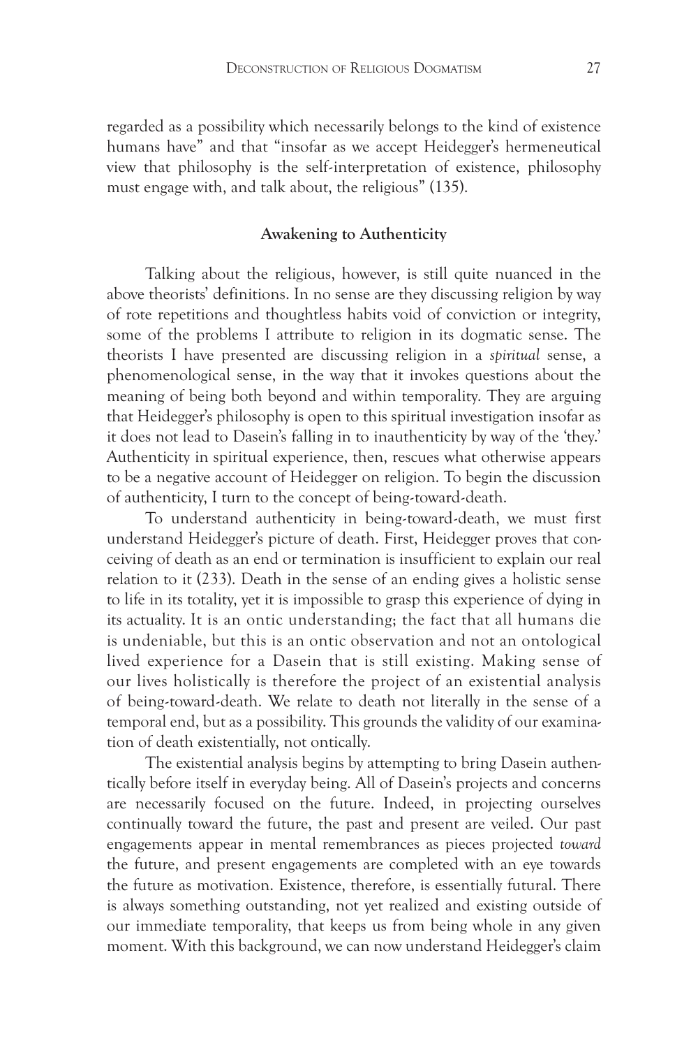regarded as a possibility which necessarily belongs to the kind of existence humans have" and that "insofar as we accept Heidegger's hermeneutical view that philosophy is the self-interpretation of existence, philosophy must engage with, and talk about, the religious" (135).

## Awakening to Authenticity

Talking about the religious, however, is still quite nuanced in the above theorists' definitions. In no sense are they discussing religion by way of rote repetitions and thoughtless habits void of conviction or integrity, some of the problems I attribute to religion in its dogmatic sense. The theorists I have presented are discussing religion in a *spiritual* sense, a phenomenological sense, in the way that it invokes questions about the meaning of being both beyond and within temporality. They are arguing that Heidegger's philosophy is open to this spiritual investigation insofar as it does not lead to Dasein's falling in to inauthenticity by way of the 'they.' Authenticity in spiritual experience, then, rescues what otherwise appears to be a negative account of Heidegger on religion. To begin the discussion of authenticity, I turn to the concept of being-toward-death.

To understand authenticity in being-toward-death, we must first understand Heidegger's picture of death. First, Heidegger proves that conceiving of death as an end or termination is insufficient to explain our real relation to it (233). Death in the sense of an ending gives a holistic sense to life in its totality, yet it is impossible to grasp this experience of dying in its actuality. It is an ontic understanding; the fact that all humans die is undeniable, but this is an ontic observation and not an ontological lived experience for a Dasein that is still existing. Making sense of our lives holistically is therefore the project of an existential analysis of being-toward-death. We relate to death not literally in the sense of a temporal end, but as a possibility. This grounds the validity of our examination of death existentially, not ontically.

The existential analysis begins by attempting to bring Dasein authentically before itself in everyday being. All of Dasein's projects and concerns are necessarily focused on the future. Indeed, in projecting ourselves continually toward the future, the past and present are veiled. Our past engagements appear in mental remembrances as pieces projected *toward* the future, and present engagements are completed with an eye towards the future as motivation. Existence, therefore, is essentially futural. There is always something outstanding, not yet realized and existing outside of our immediate temporality, that keeps us from being whole in any given moment. With this background, we can now understand Heidegger's claim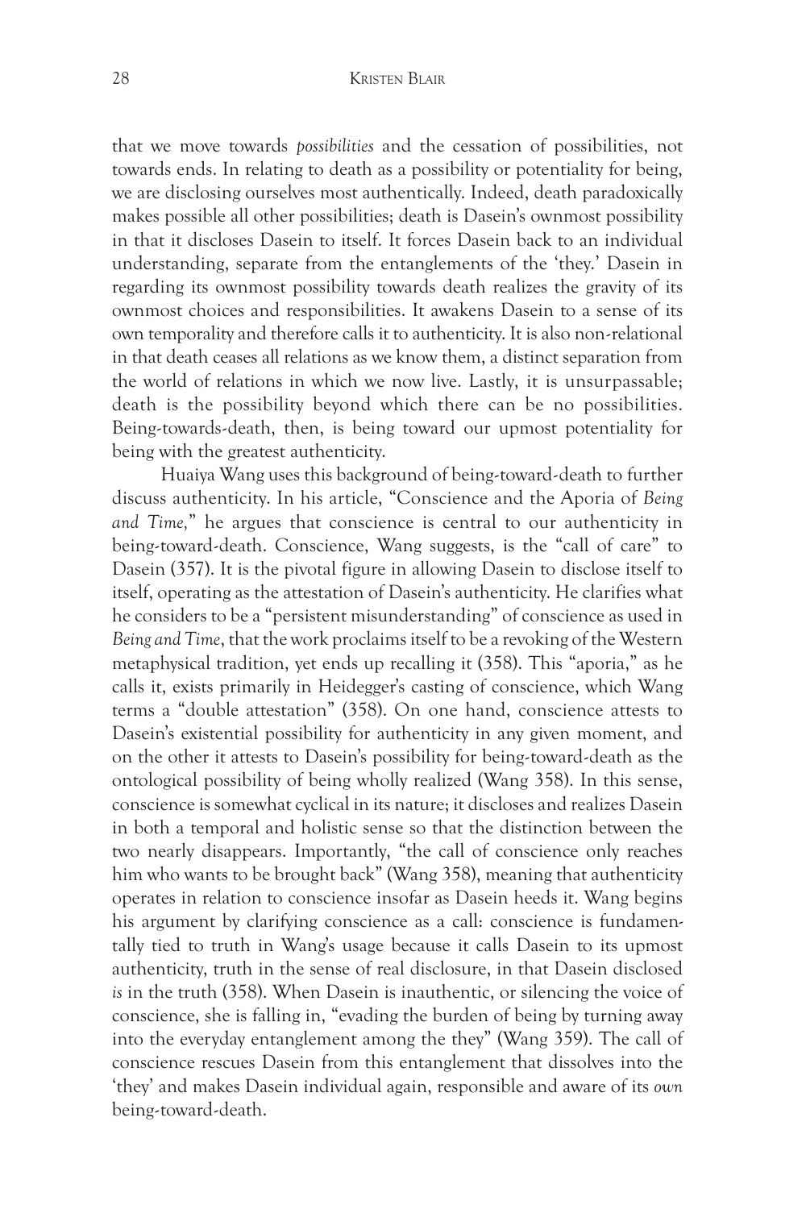that we move towards *possibilities* and the cessation of possibilities, not towards ends. In relating to death as a possibility or potentiality for being, we are disclosing ourselves most authentically. Indeed, death paradoxically makes possible all other possibilities; death is Dasein's ownmost possibility in that it discloses Dasein to itself. It forces Dasein back to an individual understanding, separate from the entanglements of the 'they.' Dasein in regarding its ownmost possibility towards death realizes the gravity of its ownmost choices and responsibilities. It awakens Dasein to a sense of its own temporality and therefore calls it to authenticity. It is also non-relational in that death ceases all relations as we know them, a distinct separation from the world of relations in which we now live. Lastly, it is unsurpassable; death is the possibility beyond which there can be no possibilities. Being-towards-death, then, is being toward our upmost potentiality for being with the greatest authenticity.

Huaiya Wang uses this background of being-toward-death to further discuss authenticity. In his article, "Conscience and the Aporia of *Being and Time*," he argues that conscience is central to our authenticity in being-toward-death. Conscience, Wang suggests, is the "call of care" to Dasein (357). It is the pivotal figure in allowing Dasein to disclose itself to itself, operating as the attestation of Dasein's authenticity. He clarifies what he considers to be a "persistent misunderstanding" of conscience as used in *Being and Time*, that the work proclaims itself to be a revoking of the Western metaphysical tradition, yet ends up recalling it (358). This "aporia," as he calls it, exists primarily in Heidegger's casting of conscience, which Wang terms a "double attestation" (358). On one hand, conscience attests to Dasein's existential possibility for authenticity in any given moment, and on the other it attests to Dasein's possibility for being-toward-death as the ontological possibility of being wholly realized (Wang 358). In this sense, conscience is somewhat cyclical in its nature; it discloses and realizes Dasein in both a temporal and holistic sense so that the distinction between the two nearly disappears. Importantly, "the call of conscience only reaches him who wants to be brought back" (Wang 358), meaning that authenticity operates in relation to conscience insofar as Dasein heeds it. Wang begins his argument by clarifying conscience as a call: conscience is fundamentally tied to truth in Wang's usage because it calls Dasein to its upmost authenticity, truth in the sense of real disclosure, in that Dasein disclosed *is* in the truth (358). When Dasein is inauthentic, or silencing the voice of conscience, she is falling in, "evading the burden of being by turning away into the everyday entanglement among the they" (Wang 359). The call of conscience rescues Dasein from this entanglement that dissolves into the 'they' and makes Dasein individual again, responsible and aware of its *own* being-toward-death.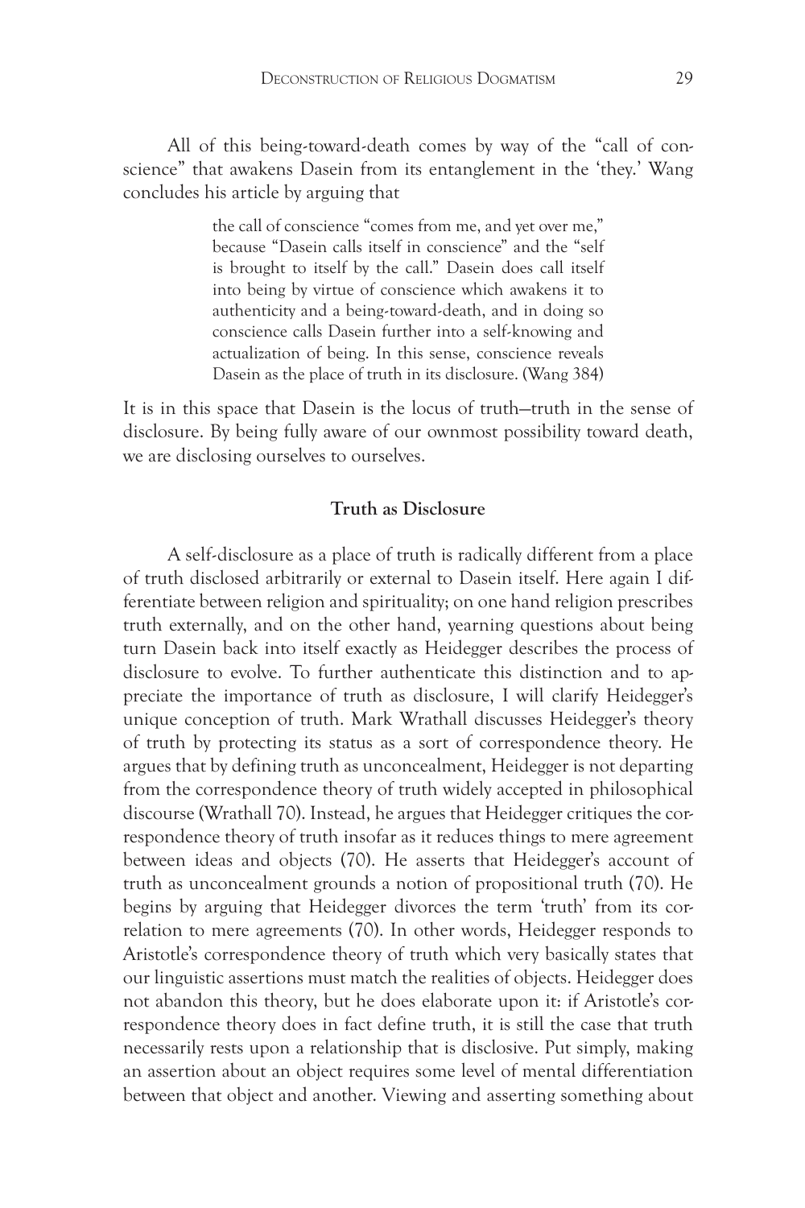All of this being-toward-death comes by way of the "call of conscience" that awakens Dasein from its entanglement in the 'they.' Wang concludes his article by arguing that

> the call of conscience "comes from me, and yet over me," because "Dasein calls itself in conscience" and the "self is brought to itself by the call." Dasein does call itself into being by virtue of conscience which awakens it to authenticity and a being-toward-death, and in doing so conscience calls Dasein further into a self-knowing and actualization of being. In this sense, conscience reveals Dasein as the place of truth in its disclosure. (Wang 384)

It is in this space that Dasein is the locus of truth—truth in the sense of disclosure. By being fully aware of our ownmost possibility toward death, we are disclosing ourselves to ourselves.

## Truth as Disclosure

A self-disclosure as a place of truth is radically different from a place of truth disclosed arbitrarily or external to Dasein itself. Here again I differentiate between religion and spirituality; on one hand religion prescribes truth externally, and on the other hand, yearning questions about being turn Dasein back into itself exactly as Heidegger describes the process of disclosure to evolve. To further authenticate this distinction and to appreciate the importance of truth as disclosure, I will clarify Heidegger's unique conception of truth. Mark Wrathall discusses Heidegger's theory of truth by protecting its status as a sort of correspondence theory. He argues that by defining truth as unconcealment, Heidegger is not departing from the correspondence theory of truth widely accepted in philosophical discourse (Wrathall 70). Instead, he argues that Heidegger critiques the correspondence theory of truth insofar as it reduces things to mere agreement between ideas and objects (70). He asserts that Heidegger's account of truth as unconcealment grounds a notion of propositional truth (70). He begins by arguing that Heidegger divorces the term 'truth' from its correlation to mere agreements (70). In other words, Heidegger responds to Aristotle's correspondence theory of truth which very basically states that our linguistic assertions must match the realities of objects. Heidegger does not abandon this theory, but he does elaborate upon it: if Aristotle's correspondence theory does in fact define truth, it is still the case that truth necessarily rests upon a relationship that is disclosive. Put simply, making an assertion about an object requires some level of mental differentiation between that object and another. Viewing and asserting something about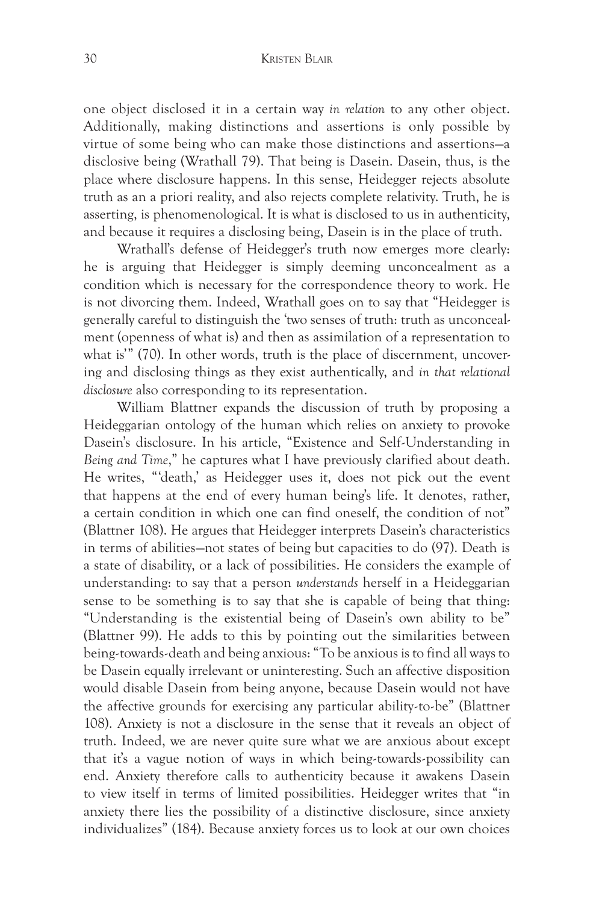one object disclosed it in a certain way *in relation* to any other object. Additionally, making distinctions and assertions is only possible by virtue of some being who can make those distinctions and assertions—a disclosive being (Wrathall 79). That being is Dasein. Dasein, thus, is the place where disclosure happens. In this sense, Heidegger rejects absolute truth as an a priori reality, and also rejects complete relativity. Truth, he is asserting, is phenomenological. It is what is disclosed to us in authenticity, and because it requires a disclosing being, Dasein is in the place of truth.

Wrathall's defense of Heidegger's truth now emerges more clearly: he is arguing that Heidegger is simply deeming unconcealment as a condition which is necessary for the correspondence theory to work. He is not divorcing them. Indeed, Wrathall goes on to say that "Heidegger is generally careful to distinguish the 'two senses of truth: truth as unconcealment (openness of what is) and then as assimilation of a representation to what is'" (70). In other words, truth is the place of discernment, uncovering and disclosing things as they exist authentically, and *in that relational disclosure* also corresponding to its representation.

William Blattner expands the discussion of truth by proposing a Heideggarian ontology of the human which relies on anxiety to provoke Dasein's disclosure. In his article, "Existence and Self-Understanding in *Being and Time*," he captures what I have previously clarified about death. He writes, "'death,' as Heidegger uses it, does not pick out the event that happens at the end of every human being's life. It denotes, rather, a certain condition in which one can find oneself, the condition of not" (Blattner 108). He argues that Heidegger interprets Dasein's characteristics in terms of abilities—not states of being but capacities to do (97). Death is a state of disability, or a lack of possibilities. He considers the example of understanding: to say that a person *understands* herself in a Heideggarian sense to be something is to say that she is capable of being that thing: "Understanding is the existential being of Dasein's own ability to be" (Blattner 99). He adds to this by pointing out the similarities between being-towards-death and being anxious: "To be anxious is to find all ways to be Dasein equally irrelevant or uninteresting. Such an affective disposition would disable Dasein from being anyone, because Dasein would not have the affective grounds for exercising any particular ability-to-be" (Blattner 108). Anxiety is not a disclosure in the sense that it reveals an object of truth. Indeed, we are never quite sure what we are anxious about except that it's a vague notion of ways in which being-towards-possibility can end. Anxiety therefore calls to authenticity because it awakens Dasein to view itself in terms of limited possibilities. Heidegger writes that "in anxiety there lies the possibility of a distinctive disclosure, since anxiety individualizes" (184). Because anxiety forces us to look at our own choices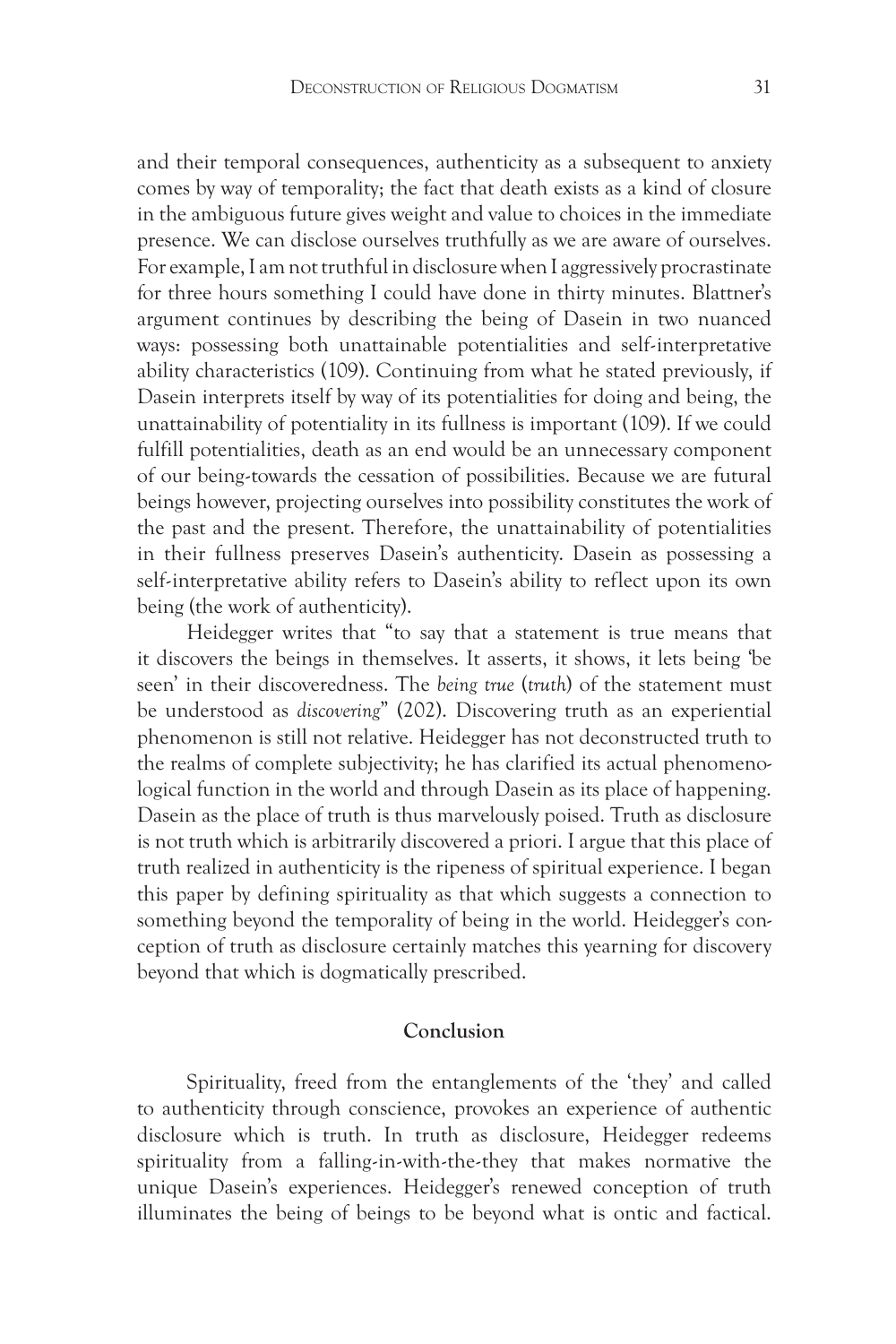and their temporal consequences, authenticity as a subsequent to anxiety comes by way of temporality; the fact that death exists as a kind of closure in the ambiguous future gives weight and value to choices in the immediate presence. We can disclose ourselves truthfully as we are aware of ourselves. For example, I am not truthful in disclosure when I aggressively procrastinate for three hours something I could have done in thirty minutes. Blattner's argument continues by describing the being of Dasein in two nuanced ways: possessing both unattainable potentialities and self-interpretative ability characteristics (109). Continuing from what he stated previously, if Dasein interprets itself by way of its potentialities for doing and being, the unattainability of potentiality in its fullness is important (109). If we could fulfill potentialities, death as an end would be an unnecessary component of our being-towards the cessation of possibilities. Because we are futural beings however, projecting ourselves into possibility constitutes the work of the past and the present. Therefore, the unattainability of potentialities in their fullness preserves Dasein's authenticity. Dasein as possessing a self-interpretative ability refers to Dasein's ability to reflect upon its own being (the work of authenticity).

Heidegger writes that "to say that a statement is true means that it discovers the beings in themselves. It asserts, it shows, it lets being 'be seen' in their discoveredness. The *being true* (*truth*) of the statement must be understood as *discovering*" (202). Discovering truth as an experiential phenomenon is still not relative. Heidegger has not deconstructed truth to the realms of complete subjectivity; he has clarified its actual phenomenological function in the world and through Dasein as its place of happening. Dasein as the place of truth is thus marvelously poised. Truth as disclosure is not truth which is arbitrarily discovered a priori. I argue that this place of truth realized in authenticity is the ripeness of spiritual experience. I began this paper by defining spirituality as that which suggests a connection to something beyond the temporality of being in the world. Heidegger's conception of truth as disclosure certainly matches this yearning for discovery beyond that which is dogmatically prescribed.

## Conclusion

Spirituality, freed from the entanglements of the 'they' and called to authenticity through conscience, provokes an experience of authentic disclosure which is truth. In truth as disclosure, Heidegger redeems spirituality from a falling-in-with-the-they that makes normative the unique Dasein's experiences. Heidegger's renewed conception of truth illuminates the being of beings to be beyond what is ontic and factical.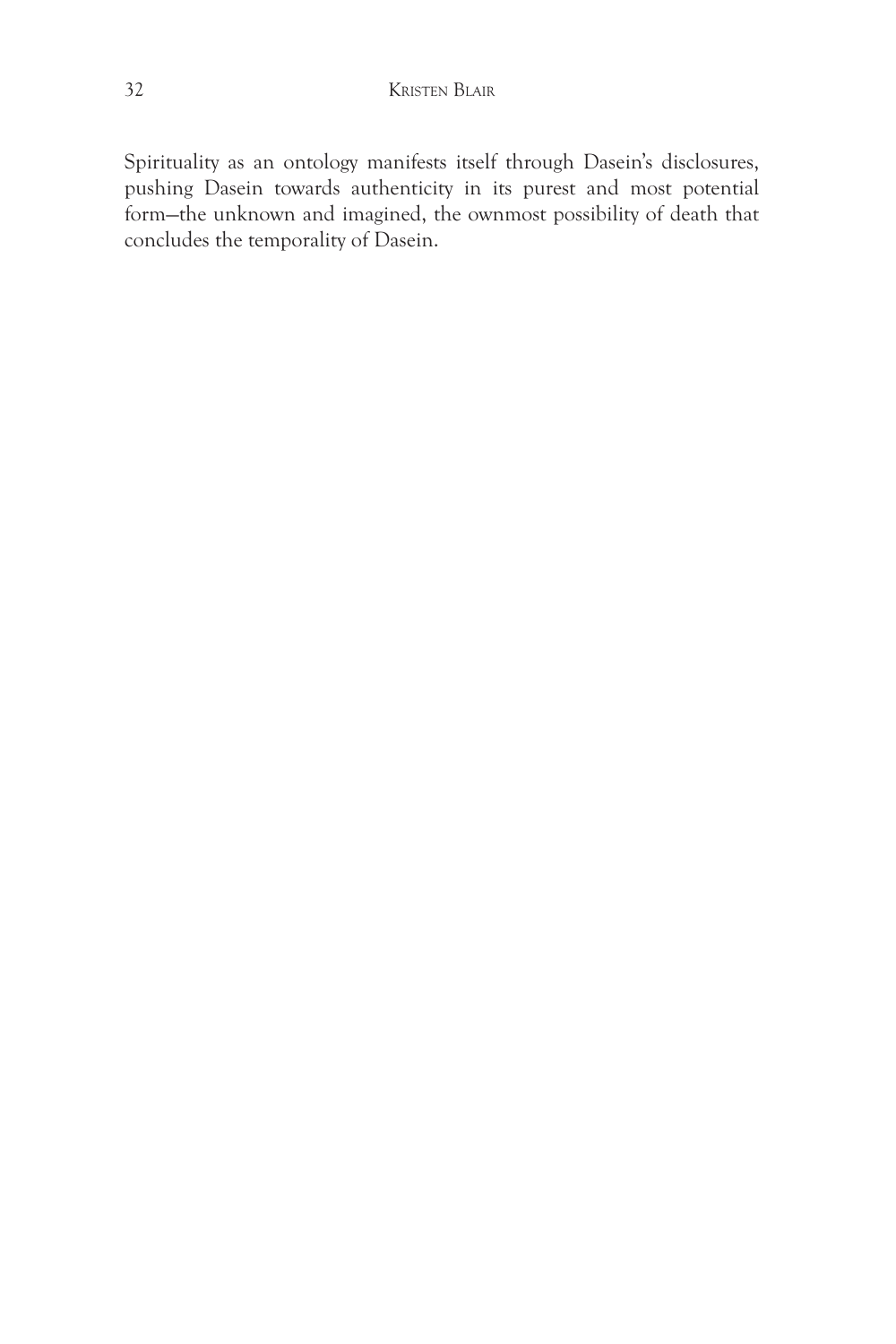Spirituality as an ontology manifests itself through Dasein's disclosures, pushing Dasein towards authenticity in its purest and most potential form—the unknown and imagined, the ownmost possibility of death that concludes the temporality of Dasein.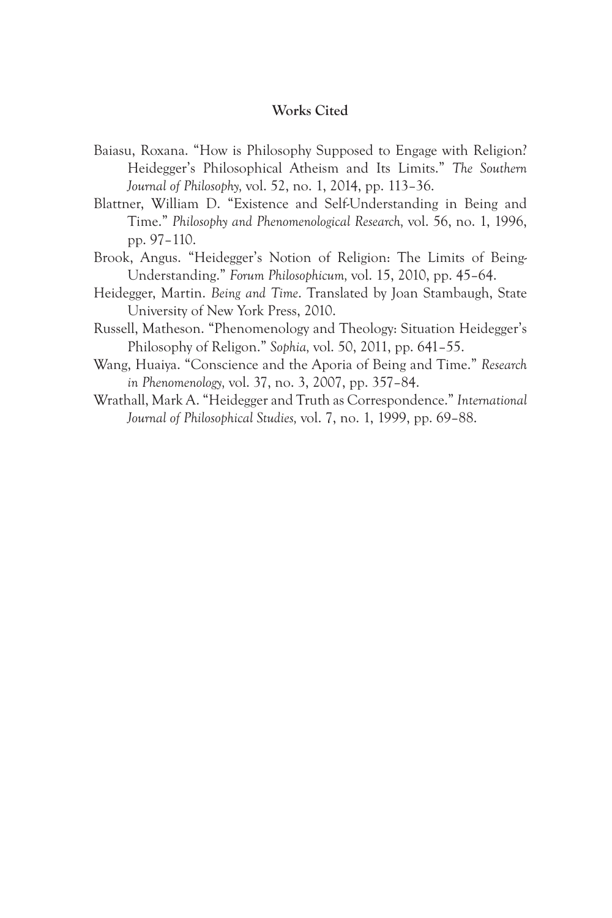## Works Cited

Baiasu, Roxana. "How is Philosophy Supposed to Engage with Religion? Heidegger's Philosophical Atheism and Its Limits." *The Southern Journal of Philosophy,* vol. 52, no. 1, 2014, pp. 113–36.

Blattner, William D. "Existence and Self-Understanding in Being and Time." *Philosophy and Phenomenological Research,* vol. 56, no. 1, 1996, pp. 97–110.

Brook, Angus. "Heidegger's Notion of Religion: The Limits of Being-Understanding." *Forum Philosophicum,* vol. 15, 2010, pp. 45–64.

Heidegger, Martin. *Being and Time*. Translated by Joan Stambaugh, State University of New York Press, 2010.

Russell, Matheson. "Phenomenology and Theology: Situation Heidegger's Philosophy of Religon." *Sophia,* vol. 50, 2011, pp. 641–55.

Wang, Huaiya. "Conscience and the Aporia of Being and Time." *Research in Phenomenology,* vol. 37, no. 3, 2007, pp. 357–84.

Wrathall, Mark A. "Heidegger and Truth as Correspondence." *International Journal of Philosophical Studies,* vol. 7, no. 1, 1999, pp. 69–88.